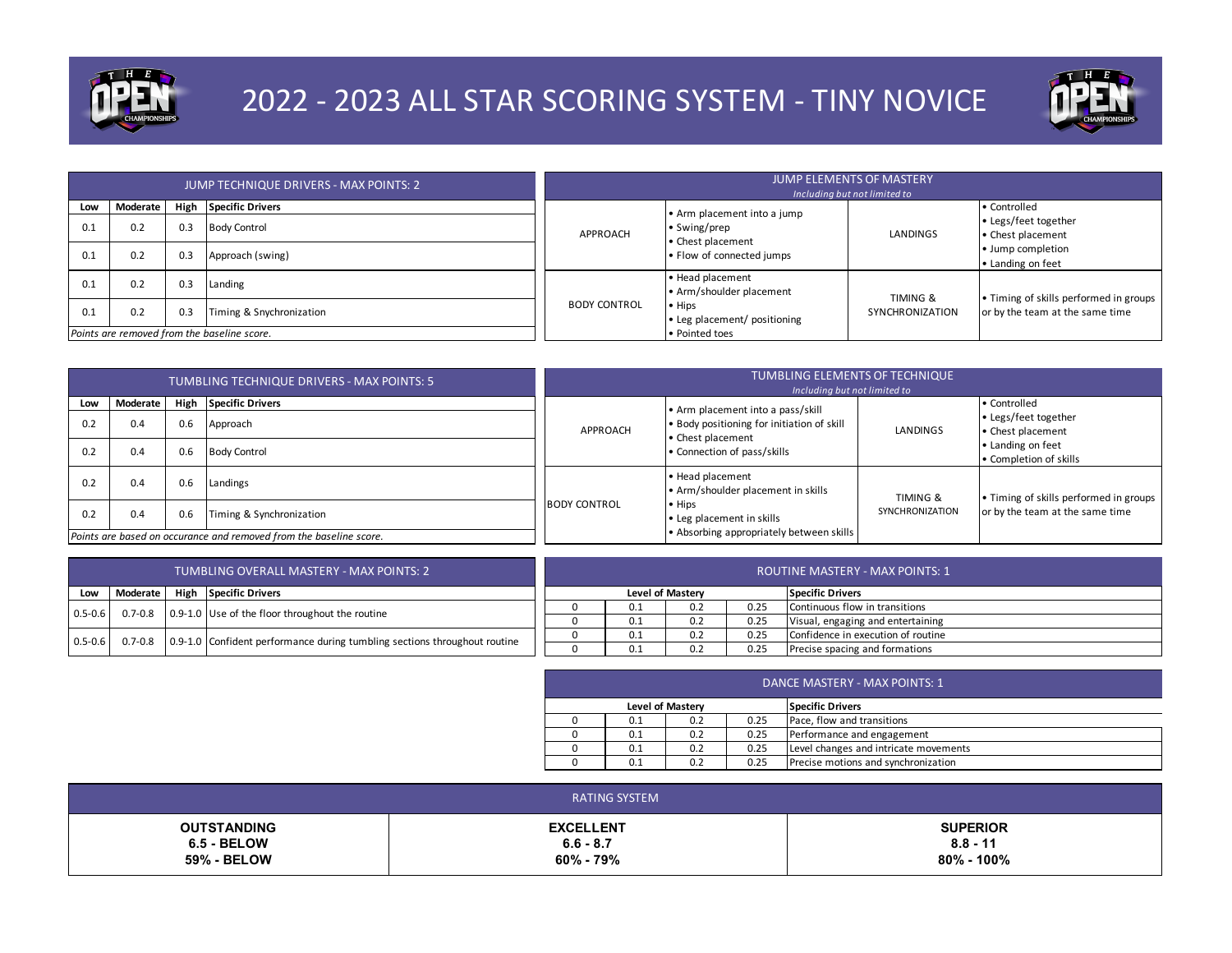# 2022 - 2023 ALL STAR SCORING SYSTEM - TINY NOVICE

## JUMP TECHNIQUE DRIVERS - MAX POINTS: 2

| Low | Moderate | High | Specific Drivers |
|---|---|---|---|
| 0.1 | 0.2 | 0.3 | Body Control |
| 0.1 | 0.2 | 0.3 | Approach (swing) |
| 0.1 | 0.2 | 0.3 | Landing |
| 0.1 | 0.2 | 0.3 | Timing & Synchronization |

*Points are removed from the baseline score.*

## JUMP ELEMENTS OF MASTERY

*Including but not limited to*

| | | | |
|---|---|---|---|
| APPROACH | • Arm placement into a jump<br>• Swing/prep<br>• Chest placement<br>• Flow of connected jumps | LANDINGS | • Controlled<br>• Legs/feet together<br>• Chest placement<br>• Jump completion<br>• Landing on feet |
| BODY CONTROL | • Head placement<br>• Arm/shoulder placement<br>• Hips<br>• Leg placement/ positioning<br>• Pointed toes | TIMING & SYNCHRONIZATION | • Timing of skills performed in groups or by the team at the same time |

## TUMBLING TECHNIQUE DRIVERS - MAX POINTS: 5

| Low | Moderate | High | Specific Drivers |
|---|---|---|---|
| 0.2 | 0.4 | 0.6 | Approach |
| 0.2 | 0.4 | 0.6 | Body Control |
| 0.2 | 0.4 | 0.6 | Landings |
| 0.2 | 0.4 | 0.6 | Timing & Synchronization |

*Points are based on occurance and removed from the baseline score.*

## TUMBLING ELEMENTS OF TECHNIQUE

*Including but not limited to*

| | | | |
|---|---|---|---|
| APPROACH | • Arm placement into a pass/skill<br>• Body positioning for initiation of skill<br>• Chest placement<br>• Connection of pass/skills | LANDINGS | • Controlled<br>• Legs/feet together<br>• Chest placement<br>• Landing on feet<br>• Completion of skills |
| BODY CONTROL | • Head placement<br>• Arm/shoulder placement in skills<br>• Hips<br>• Leg placement in skills<br>• Absorbing appropriately between skills | TIMING & SYNCHRONIZATION | • Timing of skills performed in groups or by the team at the same time |

## TUMBLING OVERALL MASTERY - MAX POINTS: 2

| Low | Moderate | High | Specific Drivers |
|---|---|---|---|
| 0.5-0.6 | 0.7-0.8 | 0.9-1.0 | Use of the floor throughout the routine |
| 0.5-0.6 | 0.7-0.8 | 0.9-1.0 | Confident performance during tumbling sections throughout routine |

## ROUTINE MASTERY - MAX POINTS: 1

| Level of Mastery | | | | Specific Drivers |
|---|---|---|---|---|
| 0 | 0.1 | 0.2 | 0.25 | Continuous flow in transitions |
| 0 | 0.1 | 0.2 | 0.25 | Visual, engaging and entertaining |
| 0 | 0.1 | 0.2 | 0.25 | Confidence in execution of routine |
| 0 | 0.1 | 0.2 | 0.25 | Precise spacing and formations |

## DANCE MASTERY - MAX POINTS: 1

| Level of Mastery | | | | Specific Drivers |
|---|---|---|---|---|
| 0 | 0.1 | 0.2 | 0.25 | Pace, flow and transitions |
| 0 | 0.1 | 0.2 | 0.25 | Performance and engagement |
| 0 | 0.1 | 0.2 | 0.25 | Level changes and intricate movements |
| 0 | 0.1 | 0.2 | 0.25 | Precise motions and synchronization |

## RATING SYSTEM

| OUTSTANDING | EXCELLENT | SUPERIOR |
|---|---|---|
| **6.5 - BELOW** | **6.6 - 8.7** | **8.8 - 11** |
| **59% - BELOW** | **60% - 79%** | **80% - 100%** |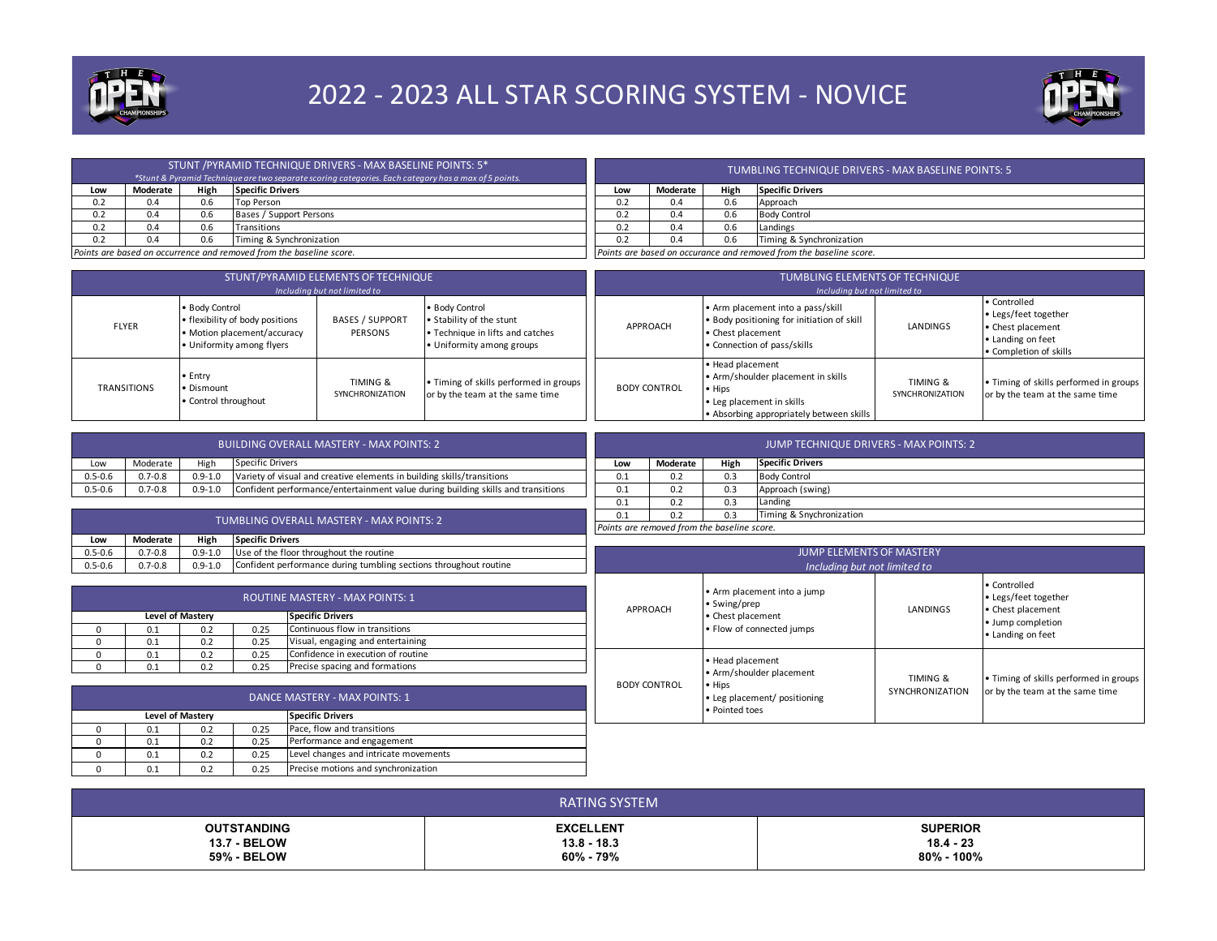# 2022 - 2023 ALL STAR SCORING SYSTEM - NOVICE

## STUNT /PYRAMID TECHNIQUE DRIVERS - MAX BASELINE POINTS: 5*

*Stunt & Pyramid Technique are two separate scoring categories. Each category has a max of 5 points.*

| Low | Moderate | High | Specific Drivers |
|---|---|---|---|
| 0.2 | 0.4 | 0.6 | Top Person |
| 0.2 | 0.4 | 0.6 | Bases / Support Persons |
| 0.2 | 0.4 | 0.6 | Transitions |
| 0.2 | 0.4 | 0.6 | Timing & Synchronization |

*Points are based on occurrence and removed from the baseline score.*

## TUMBLING TECHNIQUE DRIVERS - MAX BASELINE POINTS: 5

| Low | Moderate | High | Specific Drivers |
|---|---|---|---|
| 0.2 | 0.4 | 0.6 | Approach |
| 0.2 | 0.4 | 0.6 | Body Control |
| 0.2 | 0.4 | 0.6 | Landings |
| 0.2 | 0.4 | 0.6 | Timing & Synchronization |

*Points are based on occurance and removed from the baseline score.*

## STUNT/PYRAMID ELEMENTS OF TECHNIQUE

*Including but not limited to*

| | | | |
|---|---|---|---|
| FLYER | • Body Control<br>• flexibility of body positions<br>• Motion placement/accuracy<br>• Uniformity among flyers | BASES / SUPPORT PERSONS | • Body Control<br>• Stability of the stunt<br>• Technique in lifts and catches<br>• Uniformity among groups |
| TRANSITIONS | • Entry<br>• Dismount<br>• Control throughout | TIMING & SYNCHRONIZATION | • Timing of skills performed in groups or by the team at the same time |

## TUMBLING ELEMENTS OF TECHNIQUE

*Including but not limited to*

| | | | |
|---|---|---|---|
| APPROACH | • Arm placement into a pass/skill<br>• Body positioning for initiation of skill<br>• Chest placement<br>• Connection of pass/skills | LANDINGS | • Controlled<br>• Legs/feet together<br>• Chest placement<br>• Landing on feet<br>• Completion of skills |
| BODY CONTROL | • Head placement<br>• Arm/shoulder placement in skills<br>• Hips<br>• Leg placement in skills<br>• Absorbing appropriately between skills | TIMING & SYNCHRONIZATION | • Timing of skills performed in groups or by the team at the same time |

## BUILDING OVERALL MASTERY - MAX POINTS: 2

| Low | Moderate | High | Specific Drivers |
|---|---|---|---|
| 0.5-0.6 | 0.7-0.8 | 0.9-1.0 | Variety of visual and creative elements in building skills/transitions |
| 0.5-0.6 | 0.7-0.8 | 0.9-1.0 | Confident performance/entertainment value during building skills and transitions |

## JUMP TECHNIQUE DRIVERS - MAX POINTS: 2

| Low | Moderate | High | Specific Drivers |
|---|---|---|---|
| 0.1 | 0.2 | 0.3 | Body Control |
| 0.1 | 0.2 | 0.3 | Approach (swing) |
| 0.1 | 0.2 | 0.3 | Landing |
| 0.1 | 0.2 | 0.3 | Timing & Synchronization |

*Points are removed from the baseline score.*

## TUMBLING OVERALL MASTERY - MAX POINTS: 2

| Low | Moderate | High | Specific Drivers |
|---|---|---|---|
| 0.5-0.6 | 0.7-0.8 | 0.9-1.0 | Use of the floor throughout the routine |
| 0.5-0.6 | 0.7-0.8 | 0.9-1.0 | Confident performance during tumbling sections throughout routine |

## JUMP ELEMENTS OF MASTERY

*Including but not limited to*

| | | | |
|---|---|---|---|
| APPROACH | • Arm placement into a jump<br>• Swing/prep<br>• Chest placement<br>• Flow of connected jumps | LANDINGS | • Controlled<br>• Legs/feet together<br>• Chest placement<br>• Jump completion<br>• Landing on feet |
| BODY CONTROL | • Head placement<br>• Arm/shoulder placement<br>• Hips<br>• Leg placement/ positioning<br>• Pointed toes | TIMING & SYNCHRONIZATION | • Timing of skills performed in groups or by the team at the same time |

## ROUTINE MASTERY - MAX POINTS: 1

| Level of Mastery | | | | Specific Drivers |
|---|---|---|---|---|
| 0 | 0.1 | 0.2 | 0.25 | Continuous flow in transitions |
| 0 | 0.1 | 0.2 | 0.25 | Visual, engaging and entertaining |
| 0 | 0.1 | 0.2 | 0.25 | Confidence in execution of routine |
| 0 | 0.1 | 0.2 | 0.25 | Precise spacing and formations |

## DANCE MASTERY - MAX POINTS: 1

| Level of Mastery | | | | Specific Drivers |
|---|---|---|---|---|
| 0 | 0.1 | 0.2 | 0.25 | Pace, flow and transitions |
| 0 | 0.1 | 0.2 | 0.25 | Performance and engagement |
| 0 | 0.1 | 0.2 | 0.25 | Level changes and intricate movements |
| 0 | 0.1 | 0.2 | 0.25 | Precise motions and synchronization |

## RATING SYSTEM

| OUTSTANDING | EXCELLENT | SUPERIOR |
|---|---|---|
| 13.7 - BELOW | 13.8 - 18.3 | 18.4 - 23 |
| 59% - BELOW | 60% - 79% | 80% - 100% |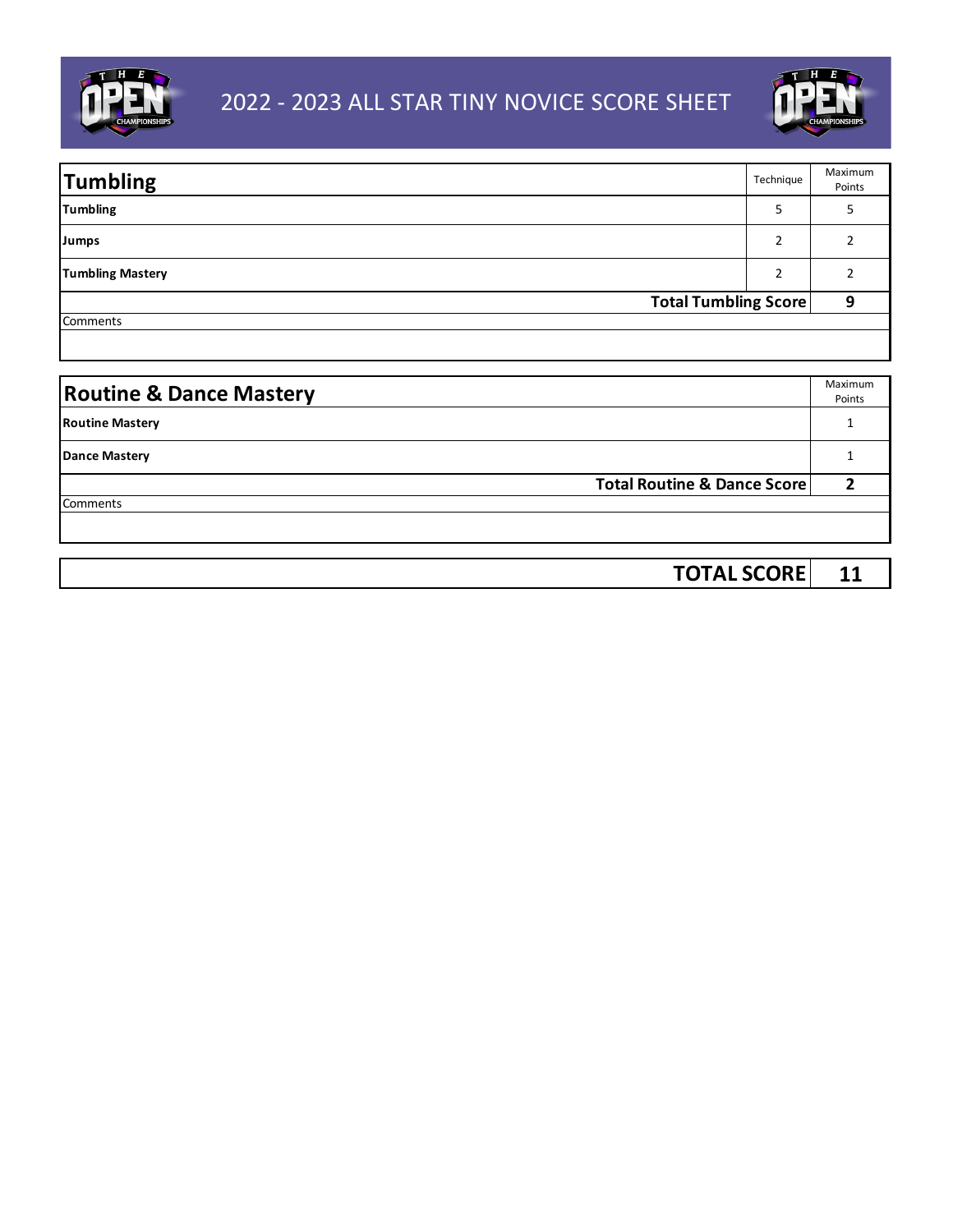# 2022 - 2023 ALL STAR TINY NOVICE SCORE SHEET

| Tumbling | Technique | Maximum Points |
|---|---|---|
| **Tumbling** | 5 | 5 |
| **Jumps** | 2 | 2 |
| **Tumbling Mastery** | 2 | 2 |
| | **Total Tumbling Score** | **9** |

Comments

| Routine & Dance Mastery | Maximum Points |
|---|---|
| **Routine Mastery** | 1 |
| **Dance Mastery** | 1 |
| **Total Routine & Dance Score** | **2** |

Comments

| | |
|---|---|
| **TOTAL SCORE** | **11** |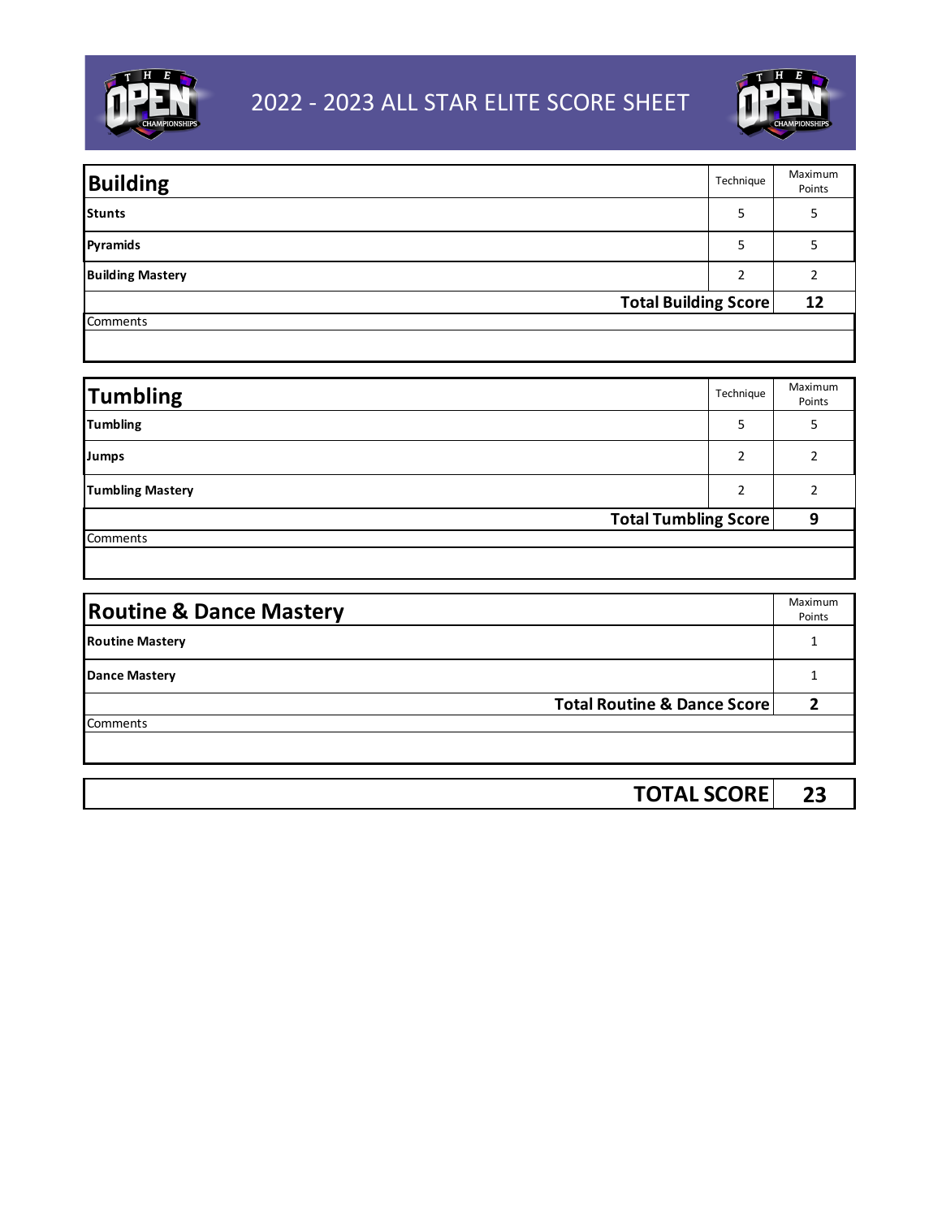# 2022 - 2023 ALL STAR ELITE SCORE SHEET

| Building | Technique | Maximum Points |
|---|---|---|
| **Stunts** | 5 | 5 |
| **Pyramids** | 5 | 5 |
| **Building Mastery** | 2 | 2 |
| **Total Building Score** | | **12** |

Comments

| Tumbling | Technique | Maximum Points |
|---|---|---|
| **Tumbling** | 5 | 5 |
| **Jumps** | 2 | 2 |
| **Tumbling Mastery** | 2 | 2 |
| **Total Tumbling Score** | | **9** |

Comments

| Routine & Dance Mastery | Maximum Points |
|---|---|
| **Routine Mastery** | 1 |
| **Dance Mastery** | 1 |
| **Total Routine & Dance Score** | **2** |

Comments

| | |
|---|---|
| **TOTAL SCORE** | **23** |